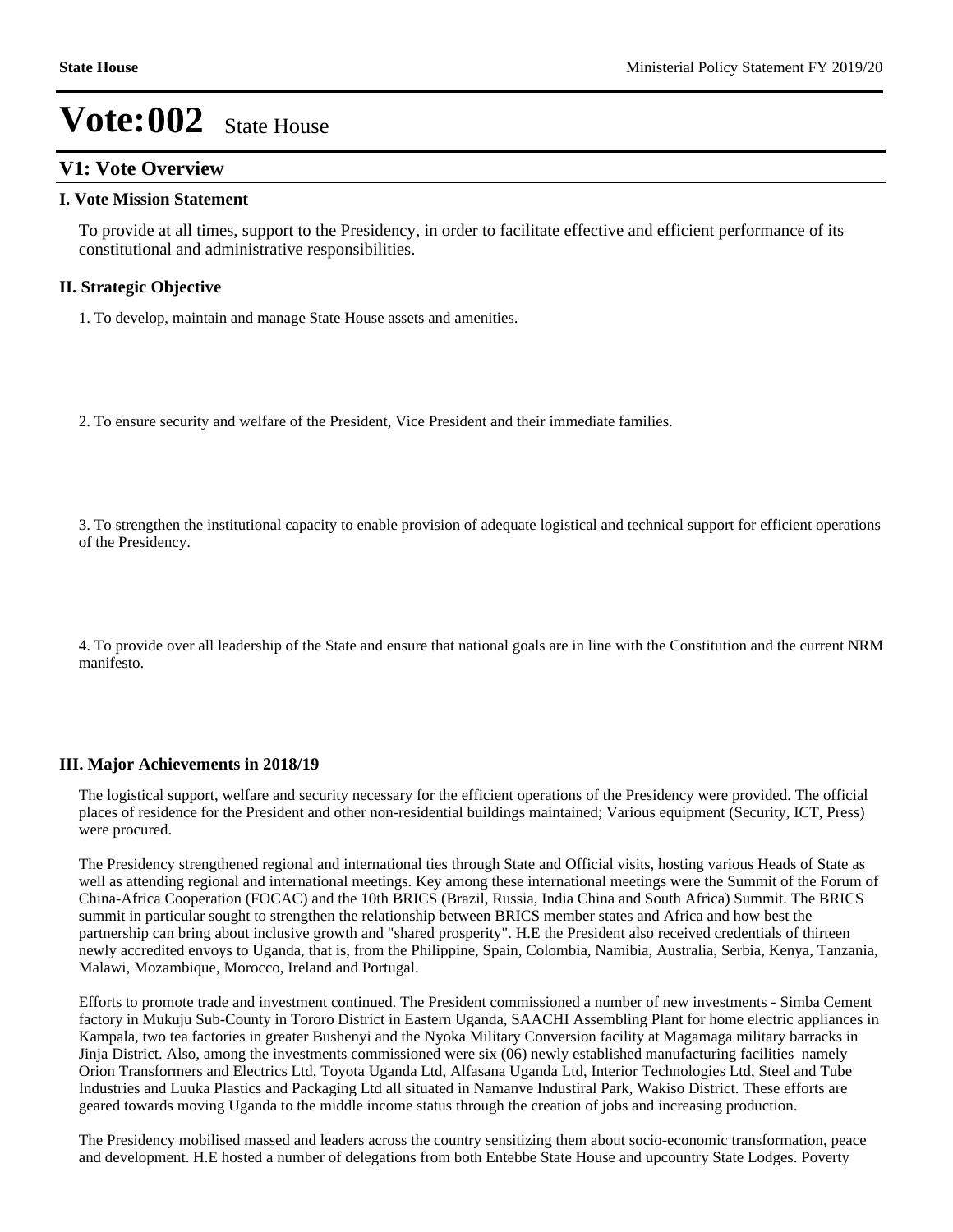# Vote:002 State House

## V1: Vote Overview

### I. Vote Mission Statement

To provide at all times, support to the Presidency, in order to facilitate effective and efficient performance of its constitutional and administrative responsibilities.

### II. Strategic Objective

1. To develop, maintain and manage State House assets and amenities.

2. To ensure security and welfare of the President, Vice President and their immediate families.

3. To strengthen the institutional capacity to enable provision of adequate logistical and technical support for efficient operations of the Presidency.

4. To provide over all leadership of the State and ensure that national goals are in line with the Constitution and the current NRM manifesto.

### III. Major Achievements in 2018/19

The logistical support, welfare and security necessary for the efficient operations of the Presidency were provided. The official places of residence for the President and other non-residential buildings maintained; Various equipment (Security, ICT, Press) were procured.

The Presidency strengthened regional and international ties through State and Official visits, hosting various Heads of State as well as attending regional and international meetings. Key among these international meetings were the Summit of the Forum of China-Africa Cooperation (FOCAC) and the 10th BRICS (Brazil, Russia, India China and South Africa) Summit. The BRICS summit in particular sought to strengthen the relationship between BRICS member states and Africa and how best the partnership can bring about inclusive growth and "shared prosperity". H.E the President also received credentials of thirteen newly accredited envoys to Uganda, that is, from the Philippine, Spain, Colombia, Namibia, Australia, Serbia, Kenya, Tanzania, Malawi, Mozambique, Morocco, Ireland and Portugal.

Efforts to promote trade and investment continued. The President commissioned a number of new investments - Simba Cement factory in Mukuju Sub-County in Tororo District in Eastern Uganda, SAACHI Assembling Plant for home electric appliances in Kampala, two tea factories in greater Bushenyi and the Nyoka Military Conversion facility at Magamaga military barracks in Jinja District. Also, among the investments commissioned were six (06) newly established manufacturing facilities namely Orion Transformers and Electrics Ltd, Toyota Uganda Ltd, Alfasana Uganda Ltd, Interior Technologies Ltd, Steel and Tube Industries and Luuka Plastics and Packaging Ltd all situated in Namanve Industiral Park, Wakiso District. These efforts are geared towards moving Uganda to the middle income status through the creation of jobs and increasing production.

The Presidency mobilised massed and leaders across the country sensitizing them about socio-economic transformation, peace and development. H.E hosted a number of delegations from both Entebbe State House and upcountry State Lodges. Poverty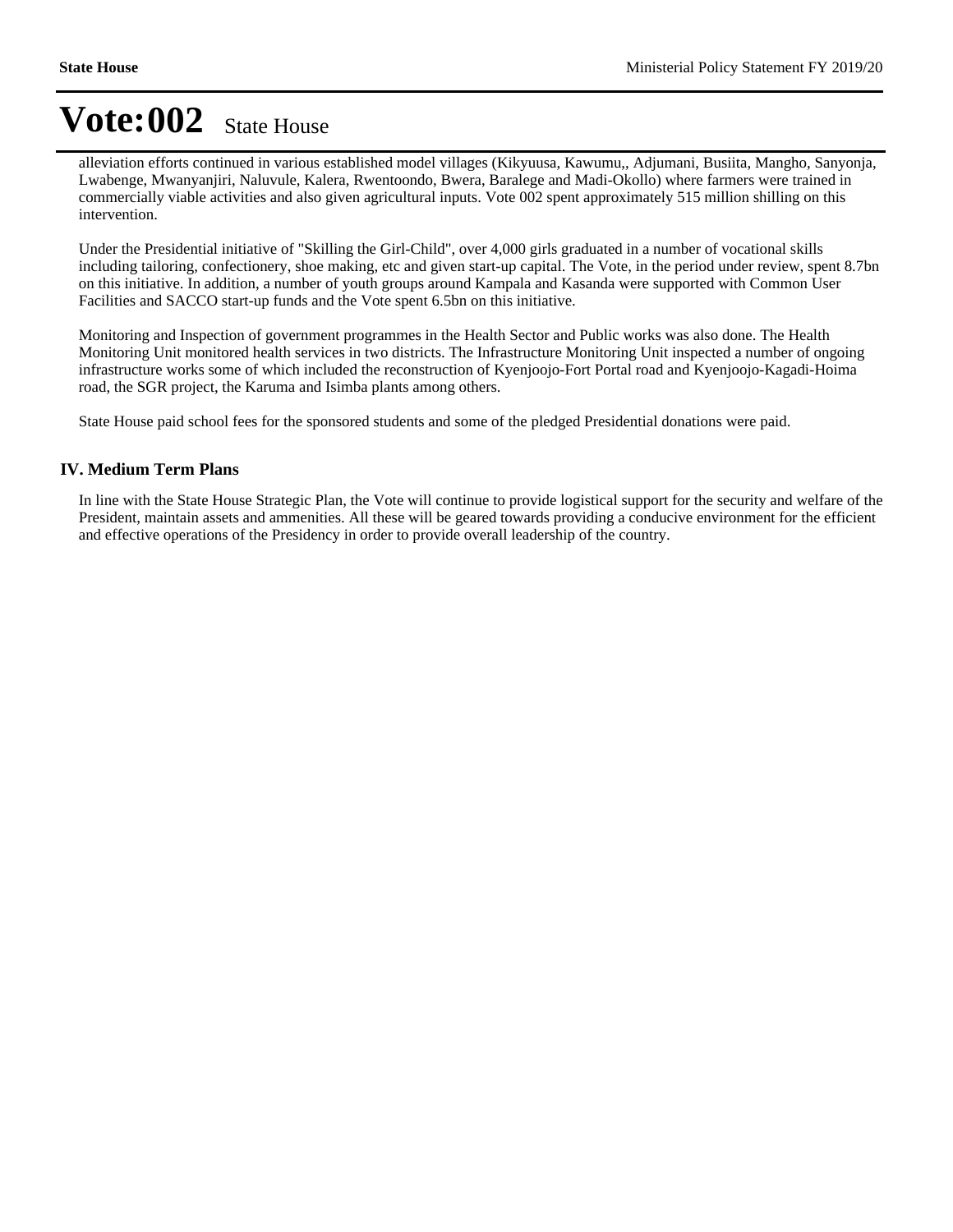# Vote:002 State House

alleviation efforts continued in various established model villages (Kikyuusa, Kawumu,, Adjumani, Busiita, Mangho, Sanyonja, Lwabenge, Mwanyanjiri, Naluvule, Kalera, Rwentoondo, Bwera, Baralege and Madi-Okollo) where farmers were trained in commercially viable activities and also given agricultural inputs. Vote 002 spent approximately 515 million shilling on this intervention.

Under the Presidential initiative of "Skilling the Girl-Child", over 4,000 girls graduated in a number of vocational skills including tailoring, confectionery, shoe making, etc and given start-up capital. The Vote, in the period under review, spent 8.7bn on this initiative. In addition, a number of youth groups around Kampala and Kasanda were supported with Common User Facilities and SACCO start-up funds and the Vote spent 6.5bn on this initiative.

Monitoring and Inspection of government programmes in the Health Sector and Public works was also done. The Health Monitoring Unit monitored health services in two districts. The Infrastructure Monitoring Unit inspected a number of ongoing infrastructure works some of which included the reconstruction of Kyenjoojo-Fort Portal road and Kyenjoojo-Kagadi-Hoima road, the SGR project, the Karuma and Isimba plants among others.

State House paid school fees for the sponsored students and some of the pledged Presidential donations were paid.

## IV. Medium Term Plans

In line with the State House Strategic Plan, the Vote will continue to provide logistical support for the security and welfare of the President, maintain assets and ammenities. All these will be geared towards providing a conducive environment for the efficient and effective operations of the Presidency in order to provide overall leadership of the country.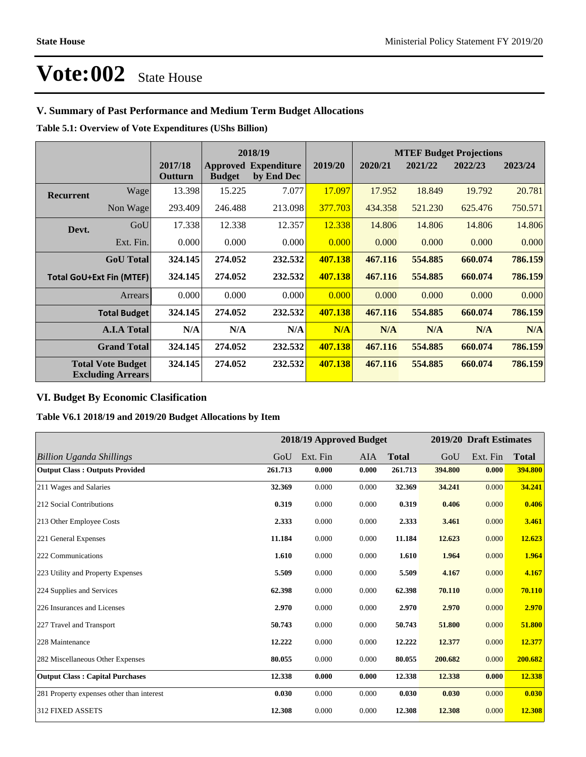# Vote:002 State House

## V. Summary of Past Performance and Medium Term Budget Allocations

**Table 5.1: Overview of Vote Expenditures (UShs Billion)**

| | | 2017/18 Outturn | 2018/19 Approved Budget | 2018/19 Expenditure by End Dec | 2019/20 | MTEF Budget Projections 2020/21 | 2021/22 | 2022/23 | 2023/24 |
|---|---|---|---|---|---|---|---|---|---|
| **Recurrent** | Wage | 13.398 | 15.225 | 7.077 | 17.097 | 17.952 | 18.849 | 19.792 | 20.781 |
| | Non Wage | 293.409 | 246.488 | 213.098 | 377.703 | 434.358 | 521.230 | 625.476 | 750.571 |
| **Devt.** | GoU | 17.338 | 12.338 | 12.357 | 12.338 | 14.806 | 14.806 | 14.806 | 14.806 |
| | Ext. Fin. | 0.000 | 0.000 | 0.000 | 0.000 | 0.000 | 0.000 | 0.000 | 0.000 |
| | **GoU Total** | **324.145** | **274.052** | **232.532** | **407.138** | **467.116** | **554.885** | **660.074** | **786.159** |
| **Total GoU+Ext Fin (MTEF)** | | **324.145** | **274.052** | **232.532** | **407.138** | **467.116** | **554.885** | **660.074** | **786.159** |
| | Arrears | 0.000 | 0.000 | 0.000 | 0.000 | 0.000 | 0.000 | 0.000 | 0.000 |
| | **Total Budget** | **324.145** | **274.052** | **232.532** | **407.138** | **467.116** | **554.885** | **660.074** | **786.159** |
| | **A.I.A Total** | **N/A** | **N/A** | **N/A** | **N/A** | **N/A** | **N/A** | **N/A** | **N/A** |
| | **Grand Total** | **324.145** | **274.052** | **232.532** | **407.138** | **467.116** | **554.885** | **660.074** | **786.159** |
| **Total Vote Budget Excluding Arrears** | | **324.145** | **274.052** | **232.532** | **407.138** | **467.116** | **554.885** | **660.074** | **786.159** |

## VI. Budget By Economic Clasification

**Table V6.1 2018/19 and 2019/20 Budget Allocations by Item**

| | 2018/19 Approved Budget | | | | 2019/20 Draft Estimates | | |
|---|---|---|---|---|---|---|---|
| *Billion Uganda Shillings* | GoU | Ext. Fin | AIA | **Total** | GoU | Ext. Fin | **Total** |
| **Output Class : Outputs Provided** | **261.713** | **0.000** | **0.000** | **261.713** | **394.800** | **0.000** | **394.800** |
| 211 Wages and Salaries | **32.369** | 0.000 | 0.000 | **32.369** | **34.241** | 0.000 | **34.241** |
| 212 Social Contributions | **0.319** | 0.000 | 0.000 | **0.319** | **0.406** | 0.000 | **0.406** |
| 213 Other Employee Costs | **2.333** | 0.000 | 0.000 | **2.333** | **3.461** | 0.000 | **3.461** |
| 221 General Expenses | **11.184** | 0.000 | 0.000 | **11.184** | **12.623** | 0.000 | **12.623** |
| 222 Communications | **1.610** | 0.000 | 0.000 | **1.610** | **1.964** | 0.000 | **1.964** |
| 223 Utility and Property Expenses | **5.509** | 0.000 | 0.000 | **5.509** | **4.167** | 0.000 | **4.167** |
| 224 Supplies and Services | **62.398** | 0.000 | 0.000 | **62.398** | **70.110** | 0.000 | **70.110** |
| 226 Insurances and Licenses | **2.970** | 0.000 | 0.000 | **2.970** | **2.970** | 0.000 | **2.970** |
| 227 Travel and Transport | **50.743** | 0.000 | 0.000 | **50.743** | **51.800** | 0.000 | **51.800** |
| 228 Maintenance | **12.222** | 0.000 | 0.000 | **12.222** | **12.377** | 0.000 | **12.377** |
| 282 Miscellaneous Other Expenses | **80.055** | 0.000 | 0.000 | **80.055** | **200.682** | 0.000 | **200.682** |
| **Output Class : Capital Purchases** | **12.338** | **0.000** | **0.000** | **12.338** | **12.338** | **0.000** | **12.338** |
| 281 Property expenses other than interest | **0.030** | 0.000 | 0.000 | **0.030** | **0.030** | 0.000 | **0.030** |
| 312 FIXED ASSETS | **12.308** | 0.000 | 0.000 | **12.308** | **12.308** | 0.000 | **12.308** |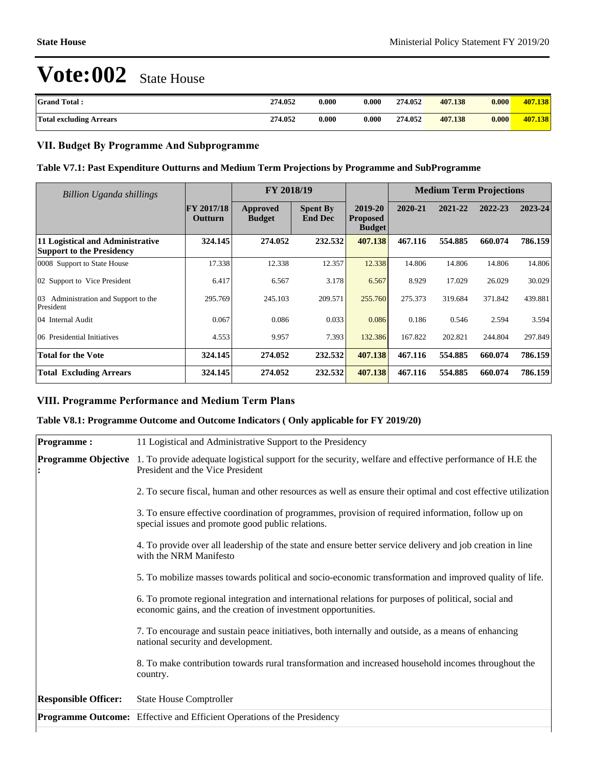# Vote:002 State House

| Grand Total : | 274.052 | 0.000 | 0.000 | 274.052 | 407.138 | 0.000 | 407.138 |
|---|---|---|---|---|---|---|---|
| **Total excluding Arrears** | **274.052** | **0.000** | **0.000** | **274.052** | **407.138** | **0.000** | **407.138** |

## VII. Budget By Programme And Subprogramme

### Table V7.1: Past Expenditure Outturns and Medium Term Projections by Programme and SubProgramme

| *Billion Uganda shillings* | | FY 2018/19 | | | Medium Term Projections | | | |
|---|---|---|---|---|---|---|---|---|
| | FY 2017/18 Outturn | Approved Budget | Spent By End Dec | 2019-20 Proposed Budget | 2020-21 | 2021-22 | 2022-23 | 2023-24 |
| **11 Logistical and Administrative Support to the Presidency** | **324.145** | **274.052** | **232.532** | **407.138** | **467.116** | **554.885** | **660.074** | **786.159** |
| 0008 Support to State House | 17.338 | 12.338 | 12.357 | 12.338 | 14.806 | 14.806 | 14.806 | 14.806 |
| 02 Support to Vice President | 6.417 | 6.567 | 3.178 | 6.567 | 8.929 | 17.029 | 26.029 | 30.029 |
| 03 Administration and Support to the President | 295.769 | 245.103 | 209.571 | 255.760 | 275.373 | 319.684 | 371.842 | 439.881 |
| 04 Internal Audit | 0.067 | 0.086 | 0.033 | 0.086 | 0.186 | 0.546 | 2.594 | 3.594 |
| 06 Presidential Initiatives | 4.553 | 9.957 | 7.393 | 132.386 | 167.822 | 202.821 | 244.804 | 297.849 |
| **Total for the Vote** | **324.145** | **274.052** | **232.532** | **407.138** | **467.116** | **554.885** | **660.074** | **786.159** |
| **Total Excluding Arrears** | **324.145** | **274.052** | **232.532** | **407.138** | **467.116** | **554.885** | **660.074** | **786.159** |

## VIII. Programme Performance and Medium Term Plans

### Table V8.1: Programme Outcome and Outcome Indicators ( Only applicable for FY 2019/20)

| **Programme :** | 11 Logistical and Administrative Support to the Presidency |
|---|---|
| **Programme Objective :** | 1. To provide adequate logistical support for the security, welfare and effective performance of H.E the President and the Vice President |
| | 2. To secure fiscal, human and other resources as well as ensure their optimal and cost effective utilization |
| | 3. To ensure effective coordination of programmes, provision of required information, follow up on special issues and promote good public relations. |
| | 4. To provide over all leadership of the state and ensure better service delivery and job creation in line with the NRM Manifesto |
| | 5. To mobilize masses towards political and socio-economic transformation and improved quality of life. |
| | 6. To promote regional integration and international relations for purposes of political, social and economic gains, and the creation of investment opportunities. |
| | 7. To encourage and sustain peace initiatives, both internally and outside, as a means of enhancing national security and development. |
| | 8. To make contribution towards rural transformation and increased household incomes throughout the country. |
| **Responsible Officer:** | State House Comptroller |
| **Programme Outcome:** | Effective and Efficient Operations of the Presidency |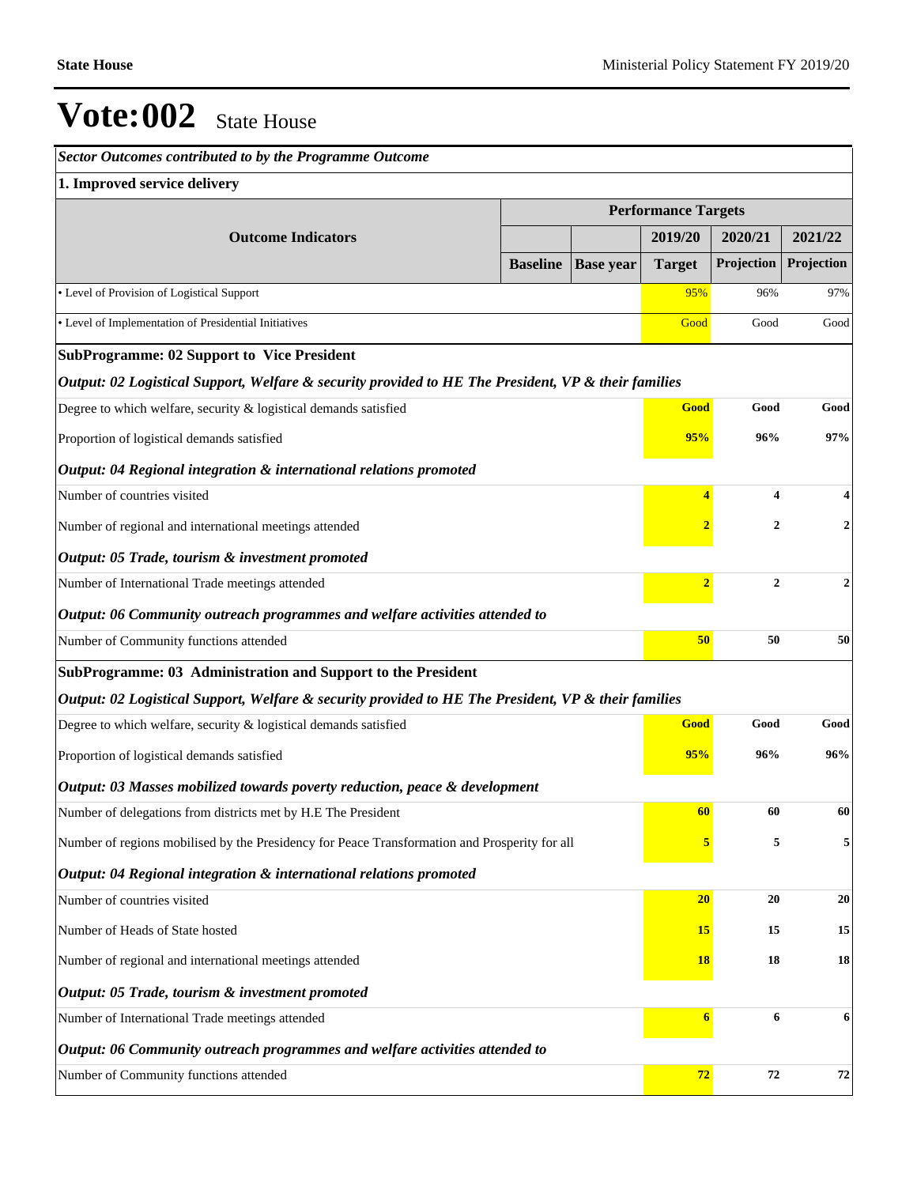# Vote:002 State House

| *Sector Outcomes contributed to by the Programme Outcome* | | | | | |
|---|---|---|---|---|---|
| **1. Improved service delivery** | | | | | |
| **Outcome Indicators** | **Performance Targets** | | | | |
| | | | **2019/20** | **2020/21** | **2021/22** |
| | **Baseline** | **Base year** | **Target** | **Projection** | **Projection** |
| • Level of Provision of Logistical Support | | | 95% | 96% | 97% |
| • Level of Implementation of Presidential Initiatives | | | Good | Good | Good |
| **SubProgramme: 02 Support to Vice President** | | | | | |
| ***Output: 02 Logistical Support, Welfare & security provided to HE The President, VP & their families*** | | | | | |
| Degree to which welfare, security & logistical demands satisfied | | | **Good** | **Good** | **Good** |
| Proportion of logistical demands satisfied | | | **95%** | **96%** | **97%** |
| ***Output: 04 Regional integration & international relations promoted*** | | | | | |
| Number of countries visited | | | **4** | **4** | **4** |
| Number of regional and international meetings attended | | | **2** | **2** | **2** |
| ***Output: 05 Trade, tourism & investment promoted*** | | | | | |
| Number of International Trade meetings attended | | | **2** | **2** | **2** |
| ***Output: 06 Community outreach programmes and welfare activities attended to*** | | | | | |
| Number of Community functions attended | | | **50** | **50** | **50** |
| **SubProgramme: 03 Administration and Support to the President** | | | | | |
| ***Output: 02 Logistical Support, Welfare & security provided to HE The President, VP & their families*** | | | | | |
| Degree to which welfare, security & logistical demands satisfied | | | **Good** | **Good** | **Good** |
| Proportion of logistical demands satisfied | | | **95%** | **96%** | **96%** |
| ***Output: 03 Masses mobilized towards poverty reduction, peace & development*** | | | | | |
| Number of delegations from districts met by H.E The President | | | **60** | **60** | **60** |
| Number of regions mobilised by the Presidency for Peace Transformation and Prosperity for all | | | **5** | **5** | **5** |
| ***Output: 04 Regional integration & international relations promoted*** | | | | | |
| Number of countries visited | | | **20** | **20** | **20** |
| Number of Heads of State hosted | | | **15** | **15** | **15** |
| Number of regional and international meetings attended | | | **18** | **18** | **18** |
| ***Output: 05 Trade, tourism & investment promoted*** | | | | | |
| Number of International Trade meetings attended | | | **6** | **6** | **6** |
| ***Output: 06 Community outreach programmes and welfare activities attended to*** | | | | | |
| Number of Community functions attended | | | **72** | **72** | **72** |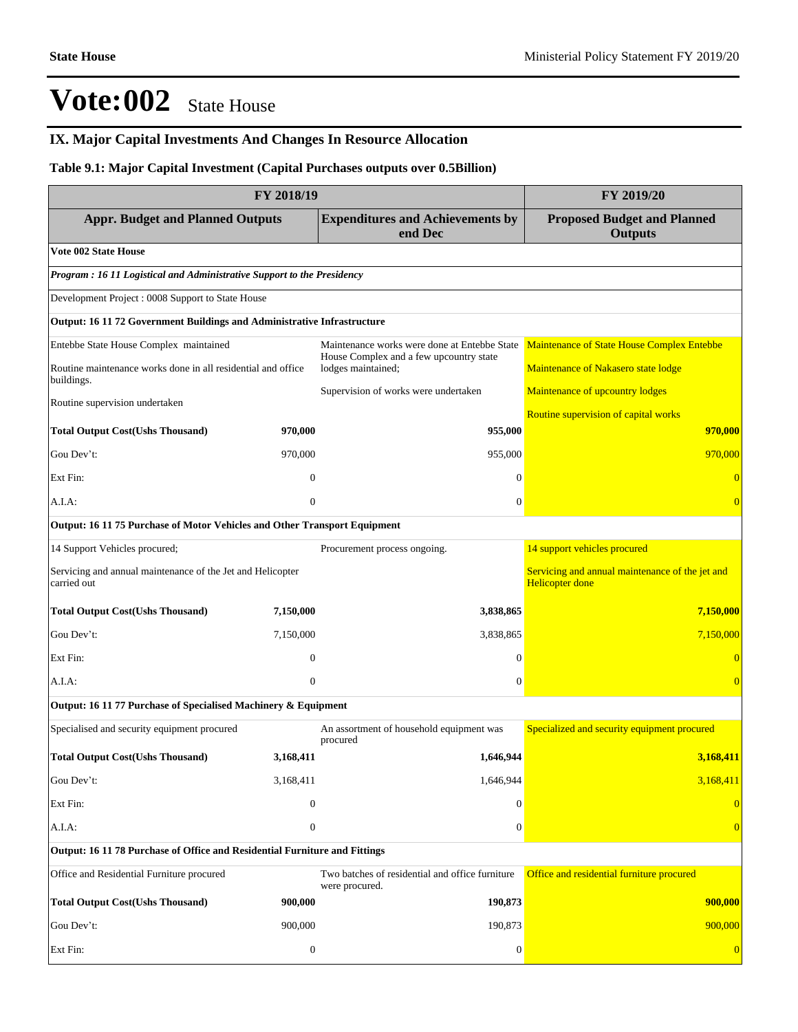# Vote:002 State House

## IX. Major Capital Investments And Changes In Resource Allocation

### Table 9.1: Major Capital Investment (Capital Purchases outputs over 0.5Billion)

| FY 2018/19 | | | FY 2019/20 |
|---|---|---|---|
| **Appr. Budget and Planned Outputs** | | **Expenditures and Achievements by end Dec** | **Proposed Budget and Planned Outputs** |
| **Vote 002 State House** | | | |
| ***Program : 16 11 Logistical and Administrative Support to the Presidency*** | | | |
| Development Project : 0008 Support to State House | | | |
| **Output: 16 11 72 Government Buildings and Administrative Infrastructure** | | | |
| Entebbe State House Complex maintained<br>Routine maintenance works done in all residential and office buildings.<br>Routine supervision undertaken | | Maintenance works were done at Entebbe State House Complex and a few upcountry state lodges maintained;<br>Supervision of works were undertaken | Maintenance of State House Complex Entebbe<br>Maintenance of Nakasero state lodge<br>Maintenance of upcountry lodges<br>Routine supervision of capital works |
| **Total Output Cost(Ushs Thousand)** | **970,000** | **955,000** | **970,000** |
| Gou Dev't: | 970,000 | 955,000 | 970,000 |
| Ext Fin: | 0 | 0 | 0 |
| A.I.A: | 0 | 0 | 0 |
| **Output: 16 11 75 Purchase of Motor Vehicles and Other Transport Equipment** | | | |
| 14 Support Vehicles procured;<br>Servicing and annual maintenance of the Jet and Helicopter carried out | | Procurement process ongoing. | 14 support vehicles procured<br>Servicing and annual maintenance of the jet and Helicopter done |
| **Total Output Cost(Ushs Thousand)** | **7,150,000** | **3,838,865** | **7,150,000** |
| Gou Dev't: | 7,150,000 | 3,838,865 | 7,150,000 |
| Ext Fin: | 0 | 0 | 0 |
| A.I.A: | 0 | 0 | 0 |
| **Output: 16 11 77 Purchase of Specialised Machinery & Equipment** | | | |
| Specialised and security equipment procured | | An assortment of household equipment was procured | Specialized and security equipment procured |
| **Total Output Cost(Ushs Thousand)** | **3,168,411** | **1,646,944** | **3,168,411** |
| Gou Dev't: | 3,168,411 | 1,646,944 | 3,168,411 |
| Ext Fin: | 0 | 0 | 0 |
| A.I.A: | 0 | 0 | 0 |
| **Output: 16 11 78 Purchase of Office and Residential Furniture and Fittings** | | | |
| Office and Residential Furniture procured | | Two batches of residential and office furniture were procured. | Office and residential furniture procured |
| **Total Output Cost(Ushs Thousand)** | **900,000** | **190,873** | **900,000** |
| Gou Dev't: | 900,000 | 190,873 | 900,000 |
| Ext Fin: | 0 | 0 | 0 |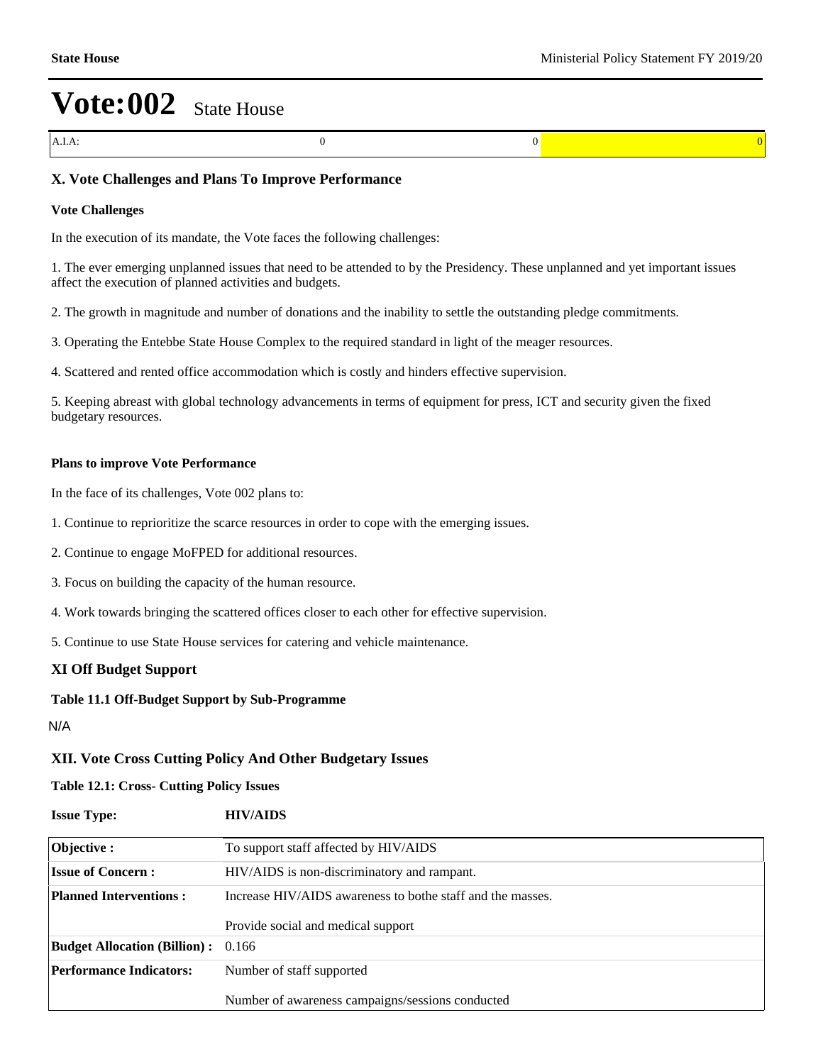# Vote:002 State House

| A.I.A: | 0 | 0 | 0 |
|---|---|---|---|

### X. Vote Challenges and Plans To Improve Performance

**Vote Challenges**

In the execution of its mandate, the Vote faces the following challenges:

1. The ever emerging unplanned issues that need to be attended to by the Presidency. These unplanned and yet important issues affect the execution of planned activities and budgets.

2. The growth in magnitude and number of donations and the inability to settle the outstanding pledge commitments.

3. Operating the Entebbe State House Complex to the required standard in light of the meager resources.

4. Scattered and rented office accommodation which is costly and hinders effective supervision.

5. Keeping abreast with global technology advancements in terms of equipment for press, ICT and security given the fixed budgetary resources.

**Plans to improve Vote Performance**

In the face of its challenges, Vote 002 plans to:

1. Continue to reprioritize the scarce resources in order to cope with the emerging issues.

2. Continue to engage MoFPED for additional resources.

3. Focus on building the capacity of the human resource.

4. Work towards bringing the scattered offices closer to each other for effective supervision.

5. Continue to use State House services for catering and vehicle maintenance.

### XI Off Budget Support

**Table 11.1 Off-Budget Support by Sub-Programme**

N/A

### XII. Vote Cross Cutting Policy And Other Budgetary Issues

**Table 12.1: Cross- Cutting Policy Issues**

**Issue Type:** **HIV/AIDS**

| | |
|---|---|
| **Objective :** | To support staff affected by HIV/AIDS |
| **Issue of Concern :** | HIV/AIDS is non-discriminatory and rampant. |
| **Planned Interventions :** | Increase HIV/AIDS awareness to bothe staff and the masses.<br><br>Provide social and medical support |
| **Budget Allocation (Billion) :** | 0.166 |
| **Performance Indicators:** | Number of staff supported<br><br>Number of awareness campaigns/sessions conducted |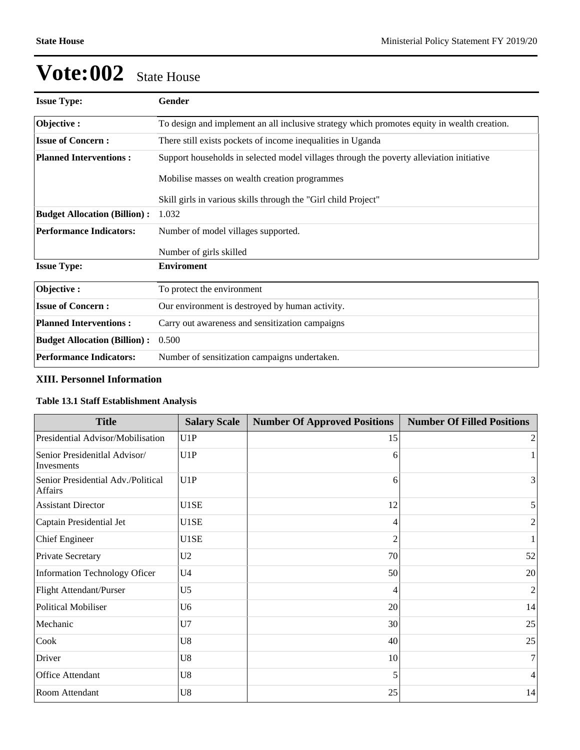# Vote:002 State House

| Issue Type: | Gender |
|---|---|
| Objective : | To design and implement an all inclusive strategy which promotes equity in wealth creation. |
| Issue of Concern : | There still exists pockets of income inequalities in Uganda |
| Planned Interventions : | Support households in selected model villages through the poverty alleviation initiative<br><br>Mobilise masses on wealth creation programmes<br><br>Skill girls in various skills through the "Girl child Project" |
| Budget Allocation (Billion) : | 1.032 |
| Performance Indicators: | Number of model villages supported.<br><br>Number of girls skilled |

| Issue Type: | Enviroment |
|---|---|
| Objective : | To protect the environment |
| Issue of Concern : | Our environment is destroyed by human activity. |
| Planned Interventions : | Carry out awareness and sensitization campaigns |
| Budget Allocation (Billion) : | 0.500 |
| Performance Indicators: | Number of sensitization campaigns undertaken. |

### XIII. Personnel Information

**Table 13.1 Staff Establishment Analysis**

| Title | Salary Scale | Number Of Approved Positions | Number Of Filled Positions |
|---|---|---|---|
| Presidential Advisor/Mobilisation | U1P | 15 | 2 |
| Senior Presidenitlal Advisor/ Invesments | U1P | 6 | 1 |
| Senior Presidential Adv./Political Affairs | U1P | 6 | 3 |
| Assistant Director | U1SE | 12 | 5 |
| Captain Presidential Jet | U1SE | 4 | 2 |
| Chief Engineer | U1SE | 2 | 1 |
| Private Secretary | U2 | 70 | 52 |
| Information Technology Oficer | U4 | 50 | 20 |
| Flight Attendant/Purser | U5 | 4 | 2 |
| Political Mobiliser | U6 | 20 | 14 |
| Mechanic | U7 | 30 | 25 |
| Cook | U8 | 40 | 25 |
| Driver | U8 | 10 | 7 |
| Office Attendant | U8 | 5 | 4 |
| Room Attendant | U8 | 25 | 14 |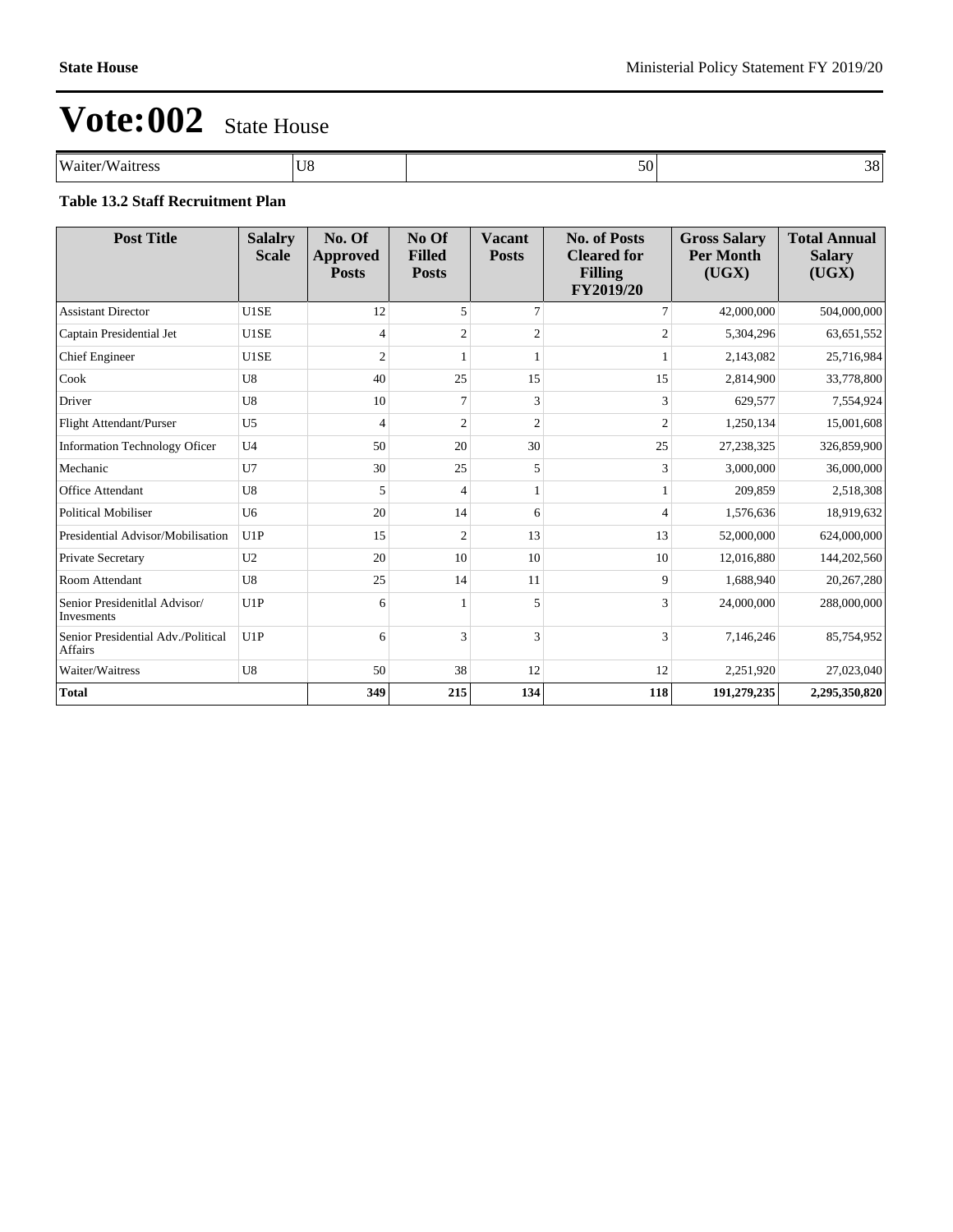# Vote:002 State House

| | | | |
|---|---|---|---|
| Waiter/Waitress | U8 | 50 | 38 |

**Table 13.2 Staff Recruitment Plan**

| Post Title | Salalry Scale | No. Of Approved Posts | No Of Filled Posts | Vacant Posts | No. of Posts Cleared for Filling FY2019/20 | Gross Salary Per Month (UGX) | Total Annual Salary (UGX) |
|---|---|---|---|---|---|---|---|
| Assistant Director | U1SE | 12 | 5 | 7 | 7 | 42,000,000 | 504,000,000 |
| Captain Presidential Jet | U1SE | 4 | 2 | 2 | 2 | 5,304,296 | 63,651,552 |
| Chief Engineer | U1SE | 2 | 1 | 1 | 1 | 2,143,082 | 25,716,984 |
| Cook | U8 | 40 | 25 | 15 | 15 | 2,814,900 | 33,778,800 |
| Driver | U8 | 10 | 7 | 3 | 3 | 629,577 | 7,554,924 |
| Flight Attendant/Purser | U5 | 4 | 2 | 2 | 2 | 1,250,134 | 15,001,608 |
| Information Technology Oficer | U4 | 50 | 20 | 30 | 25 | 27,238,325 | 326,859,900 |
| Mechanic | U7 | 30 | 25 | 5 | 3 | 3,000,000 | 36,000,000 |
| Office Attendant | U8 | 5 | 4 | 1 | 1 | 209,859 | 2,518,308 |
| Political Mobiliser | U6 | 20 | 14 | 6 | 4 | 1,576,636 | 18,919,632 |
| Presidential Advisor/Mobilisation | U1P | 15 | 2 | 13 | 13 | 52,000,000 | 624,000,000 |
| Private Secretary | U2 | 20 | 10 | 10 | 10 | 12,016,880 | 144,202,560 |
| Room Attendant | U8 | 25 | 14 | 11 | 9 | 1,688,940 | 20,267,280 |
| Senior Presidenitlal Advisor/ Invesments | U1P | 6 | 1 | 5 | 3 | 24,000,000 | 288,000,000 |
| Senior Presidential Adv./Political Affairs | U1P | 6 | 3 | 3 | 3 | 7,146,246 | 85,754,952 |
| Waiter/Waitress | U8 | 50 | 38 | 12 | 12 | 2,251,920 | 27,023,040 |
| **Total** | | **349** | **215** | **134** | **118** | **191,279,235** | **2,295,350,820** |